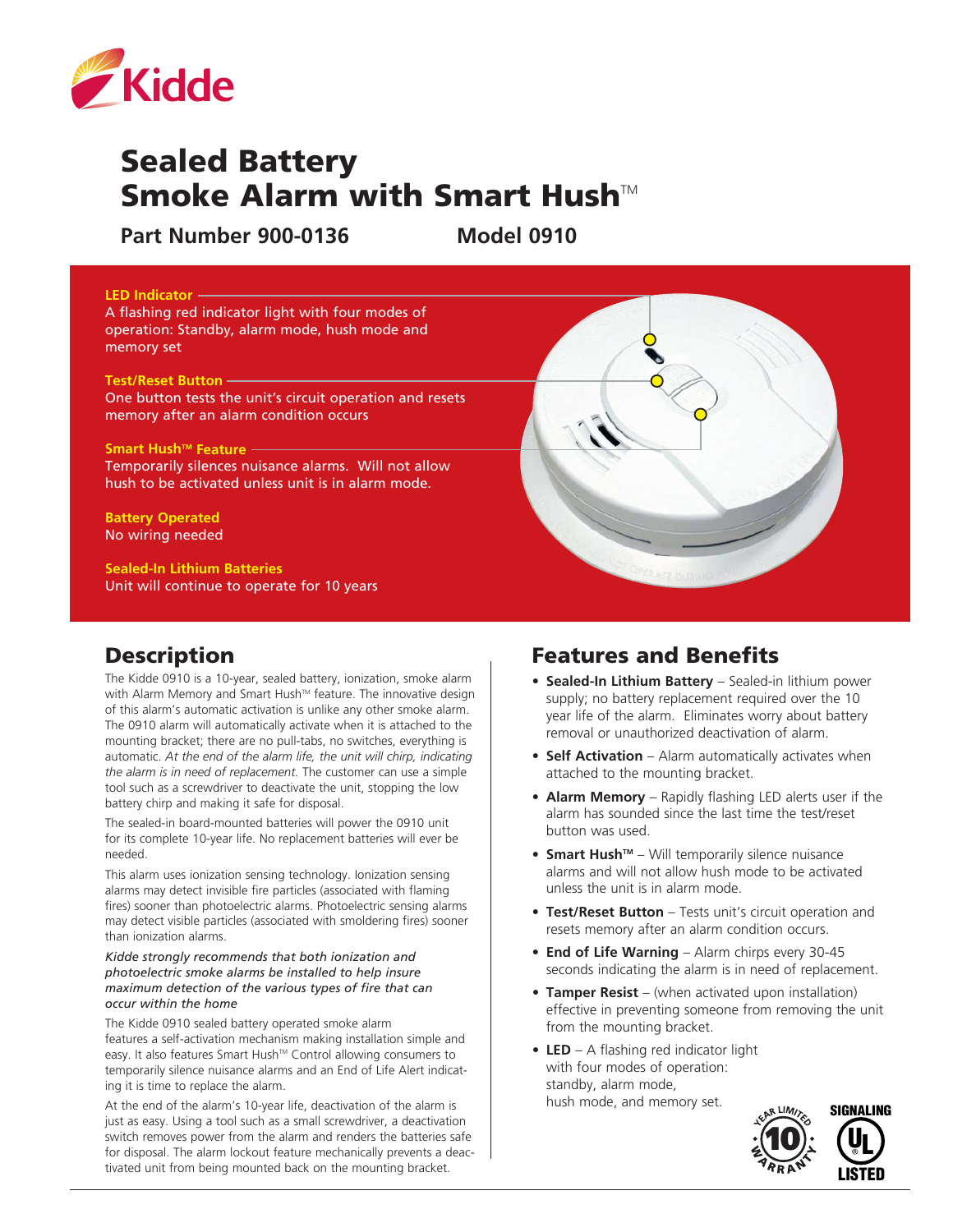Kidde

# Sealed Battery Smoke Alarm with Smart Hush™

**Part Number 900-0136** **Model 0910**

**LED Indicator**
A flashing red indicator light with four modes of operation: Standby, alarm mode, hush mode and memory set

**Test/Reset Button**
One button tests the unit's circuit operation and resets memory after an alarm condition occurs

**Smart Hush™ Feature**
Temporarily silences nuisance alarms. Will not allow hush to be activated unless unit is in alarm mode.

**Battery Operated**
No wiring needed

**Sealed-In Lithium Batteries**
Unit will continue to operate for 10 years

## Description

The Kidde 0910 is a 10-year, sealed battery, ionization, smoke alarm with Alarm Memory and Smart Hush™ feature. The innovative design of this alarm's automatic activation is unlike any other smoke alarm. The 0910 alarm will automatically activate when it is attached to the mounting bracket; there are no pull-tabs, no switches, everything is automatic. *At the end of the alarm life, the unit will chirp, indicating the alarm is in need of replacement.* The customer can use a simple tool such as a screwdriver to deactivate the unit, stopping the low battery chirp and making it safe for disposal.

The sealed-in board-mounted batteries will power the 0910 unit for its complete 10-year life. No replacement batteries will ever be needed.

This alarm uses ionization sensing technology. Ionization sensing alarms may detect invisible fire particles (associated with flaming fires) sooner than photoelectric alarms. Photoelectric sensing alarms may detect visible particles (associated with smoldering fires) sooner than ionization alarms.

*Kidde strongly recommends that both ionization and photoelectric smoke alarms be installed to help insure maximum detection of the various types of fire that can occur within the home*

The Kidde 0910 sealed battery operated smoke alarm features a self-activation mechanism making installation simple and easy. It also features Smart Hush™ Control allowing consumers to temporarily silence nuisance alarms and an End of Life Alert indicating it is time to replace the alarm.

At the end of the alarm's 10-year life, deactivation of the alarm is just as easy. Using a tool such as a small screwdriver, a deactivation switch removes power from the alarm and renders the batteries safe for disposal. The alarm lockout feature mechanically prevents a deactivated unit from being mounted back on the mounting bracket.

## Features and Benefits

- **Sealed-In Lithium Battery** – Sealed-in lithium power supply; no battery replacement required over the 10 year life of the alarm. Eliminates worry about battery removal or unauthorized deactivation of alarm.
- **Self Activation** – Alarm automatically activates when attached to the mounting bracket.
- **Alarm Memory** – Rapidly flashing LED alerts user if the alarm has sounded since the last time the test/reset button was used.
- **Smart Hush™** – Will temporarily silence nuisance alarms and will not allow hush mode to be activated unless the unit is in alarm mode.
- **Test/Reset Button** – Tests unit's circuit operation and resets memory after an alarm condition occurs.
- **End of Life Warning** – Alarm chirps every 30-45 seconds indicating the alarm is in need of replacement.
- **Tamper Resist** – (when activated upon installation) effective in preventing someone from removing the unit from the mounting bracket.
- **LED** – A flashing red indicator light with four modes of operation: standby, alarm mode, hush mode, and memory set.

10 Year Limited Warranty

SIGNALING UL LISTED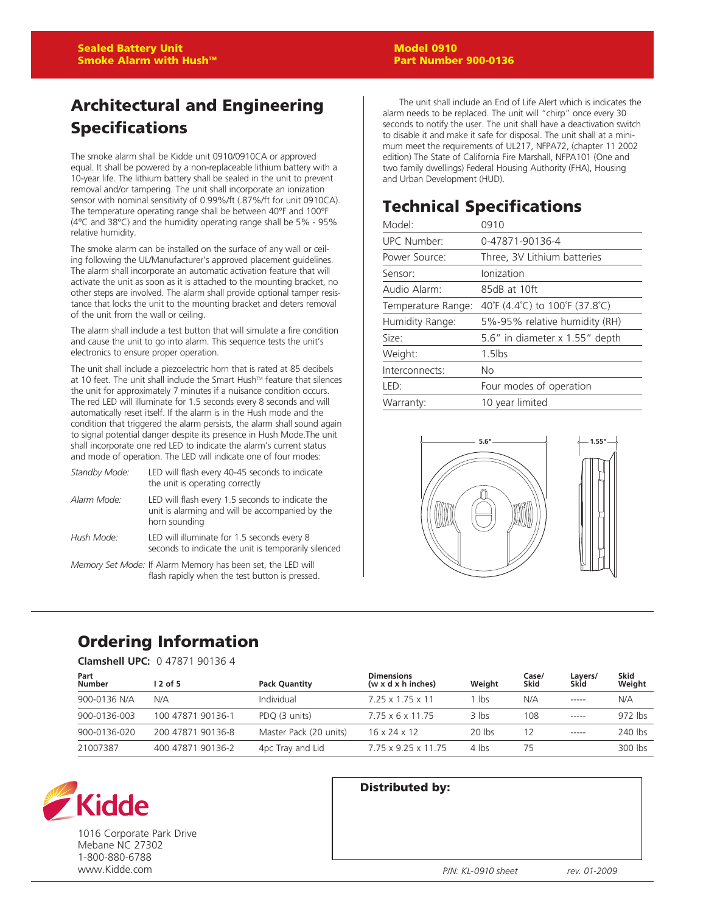**Sealed Battery Unit**
**Smoke Alarm with Hush™**

**Model 0910**
**Part Number 900-0136**

# Architectural and Engineering Specifications

The smoke alarm shall be Kidde unit 0910/0910CA or approved equal. It shall be powered by a non-replaceable lithium battery with a 10-year life. The lithium battery shall be sealed in the unit to prevent removal and/or tampering. The unit shall incorporate an ionization sensor with nominal sensitivity of 0.99%/ft (.87%/ft for unit 0910CA). The temperature operating range shall be between 40°F and 100°F (4°C and 38°C) and the humidity operating range shall be 5% - 95% relative humidity.

The smoke alarm can be installed on the surface of any wall or ceiling following the UL/Manufacturer's approved placement guidelines. The alarm shall incorporate an automatic activation feature that will activate the unit as soon as it is attached to the mounting bracket, no other steps are involved. The alarm shall provide optional tamper resistance that locks the unit to the mounting bracket and deters removal of the unit from the wall or ceiling.

The alarm shall include a test button that will simulate a fire condition and cause the unit to go into alarm. This sequence tests the unit's electronics to ensure proper operation.

The unit shall include a piezoelectric horn that is rated at 85 decibels at 10 feet. The unit shall include the Smart Hush™ feature that silences the unit for approximately 7 minutes if a nuisance condition occurs. The red LED will illuminate for 1.5 seconds every 8 seconds and will automatically reset itself. If the alarm is in the Hush mode and the condition that triggered the alarm persists, the alarm shall sound again to signal potential danger despite its presence in Hush Mode.The unit shall incorporate one red LED to indicate the alarm's current status and mode of operation. The LED will indicate one of four modes:

| | |
|---|---|
| *Standby Mode:* | LED will flash every 40-45 seconds to indicate the unit is operating correctly |
| *Alarm Mode:* | LED will flash every 1.5 seconds to indicate the unit is alarming and will be accompanied by the horn sounding |
| *Hush Mode:* | LED will illuminate for 1.5 seconds every 8 seconds to indicate the unit is temporarily silenced |
| *Memory Set Mode:* | If Alarm Memory has been set, the LED will flash rapidly when the test button is pressed. |

The unit shall include an End of Life Alert which is indicates the alarm needs to be replaced. The unit will "chirp" once every 30 seconds to notify the user. The unit shall have a deactivation switch to disable it and make it safe for disposal. The unit shall at a minimum meet the requirements of UL217, NFPA72, (chapter 11 2002 edition) The State of California Fire Marshall, NFPA101 (One and two family dwellings) Federal Housing Authority (FHA), Housing and Urban Development (HUD).

# Technical Specifications

| | |
|---|---|
| Model: | 0910 |
| UPC Number: | 0-47871-90136-4 |
| Power Source: | Three, 3V Lithium batteries |
| Sensor: | Ionization |
| Audio Alarm: | 85dB at 10ft |
| Temperature Range: | 40˚F (4.4˚C) to 100˚F (37.8˚C) |
| Humidity Range: | 5%-95% relative humidity (RH) |
| Size: | 5.6" in diameter x 1.55" depth |
| Weight: | 1.5lbs |
| Interconnects: | No |
| LED: | Four modes of operation |
| Warranty: | 10 year limited |

5.6"

1.55"

# Ordering Information

**Clamshell UPC:** 0 47871 90136 4

| Part Number | I 2 of 5 | Pack Quantity | Dimensions (w x d x h inches) | Weight | Case/ Skid | Layers/ Skid | Skid Weight |
|---|---|---|---|---|---|---|---|
| 900-0136 N/A | N/A | Individual | 7.25 x 1.75 x 11 | 1 lbs | N/A | ----- | N/A |
| 900-0136-003 | 100 47871 90136-1 | PDQ (3 units) | 7.75 x 6 x 11.75 | 3 lbs | 108 | ----- | 972 lbs |
| 900-0136-020 | 200 47871 90136-8 | Master Pack (20 units) | 16 x 24 x 12 | 20 lbs | 12 | ----- | 240 lbs |
| 21007387 | 400 47871 90136-2 | 4pc Tray and Lid | 7.75 x 9.25 x 11.75 | 4 lbs | 75 | | 300 lbs |

Kidde

1016 Corporate Park Drive
Mebane NC 27302
1-800-880-6788
www.Kidde.com

**Distributed by:**

*P/N: KL-0910 sheet* *rev. 01-2009*